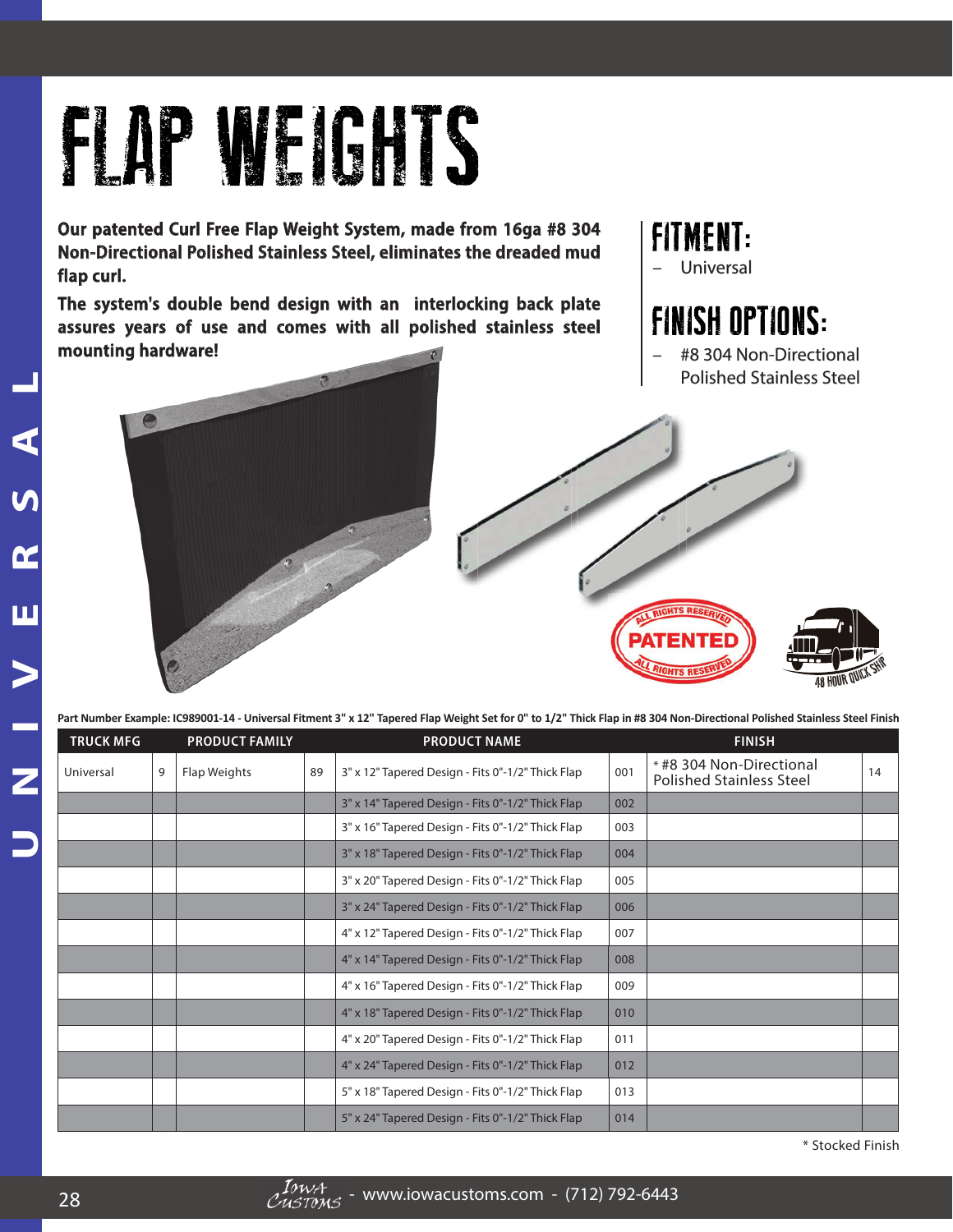# FLAP WEIGHTS

**Our patented Curl Free Flap Weight System, made from 16ga #8 304 Non-Directional Polished Stainless Steel, eliminates the dreaded mud flap curl.**

**The system's double bend design with an interlocking back plate assures years of use and comes with all polished stainless steel mounting hardware!**

## FITMENT:

- Universal

## FINISH OPTIONS:

- #8 304 Non-Directional Polished Stainless Steel

PATENTED — ALL RIGHTS RESERVED

48 HOUR QUICK SHIP

**Part Number Example: IC989001-14 - Universal Fitment 3" x 12" Tapered Flap Weight Set for 0" to 1/2" Thick Flap in #8 304 Non-Directional Polished Stainless Steel Finish**

| TRUCK MFG | | PRODUCT FAMILY | | PRODUCT NAME | | FINISH | |
|---|---|---|---|---|---|---|---|
| Universal | 9 | Flap Weights | 89 | 3" x 12" Tapered Design - Fits 0"-1/2" Thick Flap | 001 | * #8 304 Non-Directional Polished Stainless Steel | 14 |
| | | | | 3" x 14" Tapered Design - Fits 0"-1/2" Thick Flap | 002 | | |
| | | | | 3" x 16" Tapered Design - Fits 0"-1/2" Thick Flap | 003 | | |
| | | | | 3" x 18" Tapered Design - Fits 0"-1/2" Thick Flap | 004 | | |
| | | | | 3" x 20" Tapered Design - Fits 0"-1/2" Thick Flap | 005 | | |
| | | | | 3" x 24" Tapered Design - Fits 0"-1/2" Thick Flap | 006 | | |
| | | | | 4" x 12" Tapered Design - Fits 0"-1/2" Thick Flap | 007 | | |
| | | | | 4" x 14" Tapered Design - Fits 0"-1/2" Thick Flap | 008 | | |
| | | | | 4" x 16" Tapered Design - Fits 0"-1/2" Thick Flap | 009 | | |
| | | | | 4" x 18" Tapered Design - Fits 0"-1/2" Thick Flap | 010 | | |
| | | | | 4" x 20" Tapered Design - Fits 0"-1/2" Thick Flap | 011 | | |
| | | | | 4" x 24" Tapered Design - Fits 0"-1/2" Thick Flap | 012 | | |
| | | | | 5" x 18" Tapered Design - Fits 0"-1/2" Thick Flap | 013 | | |
| | | | | 5" x 24" Tapered Design - Fits 0"-1/2" Thick Flap | 014 | | |

\* Stocked Finish

Iowa Customs - www.iowacustoms.com - (712) 792-6443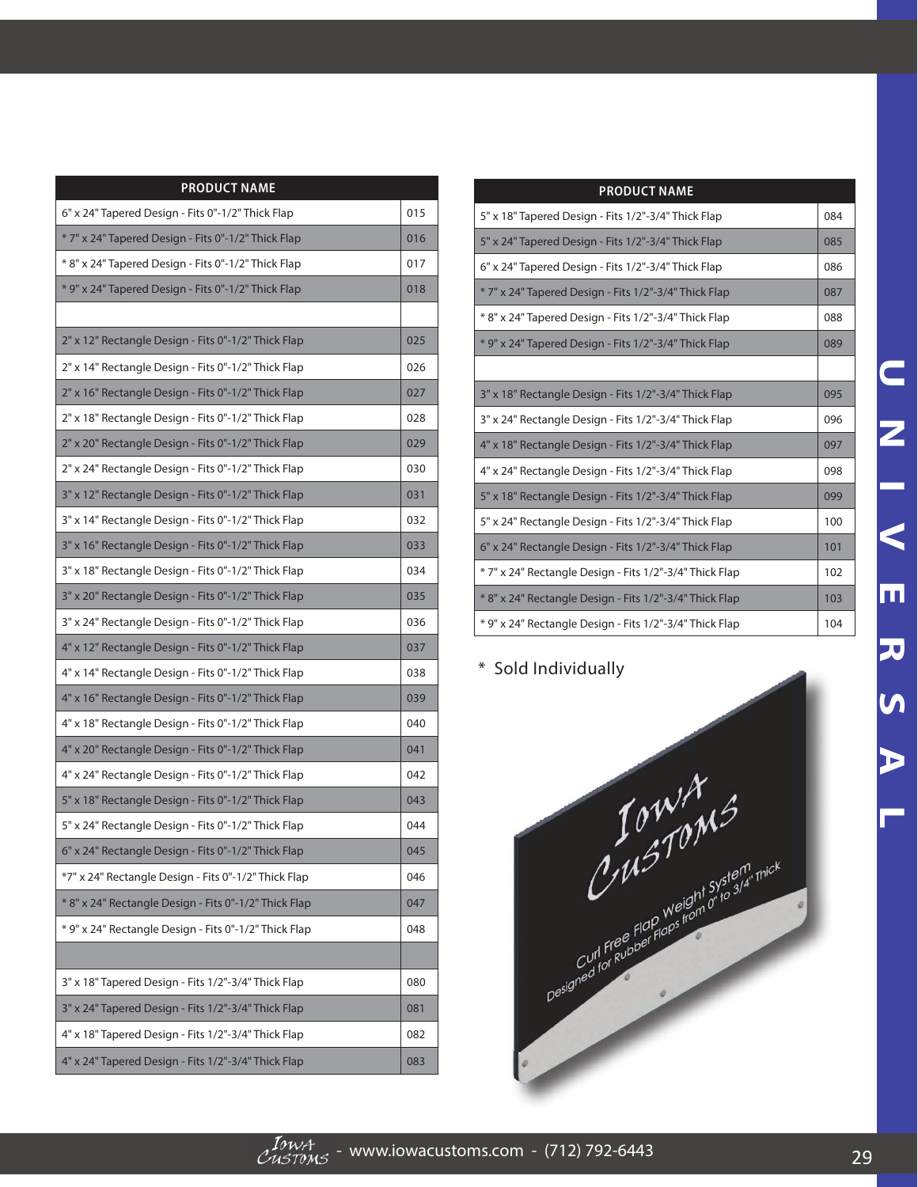| PRODUCT NAME | |
|---|---|
| 6" x 24" Tapered Design - Fits 0"-1/2" Thick Flap | 015 |
| * 7" x 24" Tapered Design - Fits 0"-1/2" Thick Flap | 016 |
| * 8" x 24" Tapered Design - Fits 0"-1/2" Thick Flap | 017 |
| * 9" x 24" Tapered Design - Fits 0"-1/2" Thick Flap | 018 |
| | |
| 2" x 12" Rectangle Design - Fits 0"-1/2" Thick Flap | 025 |
| 2" x 14" Rectangle Design - Fits 0"-1/2" Thick Flap | 026 |
| 2" x 16" Rectangle Design - Fits 0"-1/2" Thick Flap | 027 |
| 2" x 18" Rectangle Design - Fits 0"-1/2" Thick Flap | 028 |
| 2" x 20" Rectangle Design - Fits 0"-1/2" Thick Flap | 029 |
| 2" x 24" Rectangle Design - Fits 0"-1/2" Thick Flap | 030 |
| 3" x 12" Rectangle Design - Fits 0"-1/2" Thick Flap | 031 |
| 3" x 14" Rectangle Design - Fits 0"-1/2" Thick Flap | 032 |
| 3" x 16" Rectangle Design - Fits 0"-1/2" Thick Flap | 033 |
| 3" x 18" Rectangle Design - Fits 0"-1/2" Thick Flap | 034 |
| 3" x 20" Rectangle Design - Fits 0"-1/2" Thick Flap | 035 |
| 3" x 24" Rectangle Design - Fits 0"-1/2" Thick Flap | 036 |
| 4" x 12" Rectangle Design - Fits 0"-1/2" Thick Flap | 037 |
| 4" x 14" Rectangle Design - Fits 0"-1/2" Thick Flap | 038 |
| 4" x 16" Rectangle Design - Fits 0"-1/2" Thick Flap | 039 |
| 4" x 18" Rectangle Design - Fits 0"-1/2" Thick Flap | 040 |
| 4" x 20" Rectangle Design - Fits 0"-1/2" Thick Flap | 041 |
| 4" x 24" Rectangle Design - Fits 0"-1/2" Thick Flap | 042 |
| 5" x 18" Rectangle Design - Fits 0"-1/2" Thick Flap | 043 |
| 5" x 24" Rectangle Design - Fits 0"-1/2" Thick Flap | 044 |
| 6" x 24" Rectangle Design - Fits 0"-1/2" Thick Flap | 045 |
| *7" x 24" Rectangle Design - Fits 0"-1/2" Thick Flap | 046 |
| * 8" x 24" Rectangle Design - Fits 0"-1/2" Thick Flap | 047 |
| * 9" x 24" Rectangle Design - Fits 0"-1/2" Thick Flap | 048 |
| | |
| 3" x 18" Tapered Design - Fits 1/2"-3/4" Thick Flap | 080 |
| 3" x 24" Tapered Design - Fits 1/2"-3/4" Thick Flap | 081 |
| 4" x 18" Tapered Design - Fits 1/2"-3/4" Thick Flap | 082 |
| 4" x 24" Tapered Design - Fits 1/2"-3/4" Thick Flap | 083 |

| PRODUCT NAME | |
|---|---|
| 5" x 18" Tapered Design - Fits 1/2"-3/4" Thick Flap | 084 |
| 5" x 24" Tapered Design - Fits 1/2"-3/4" Thick Flap | 085 |
| 6" x 24" Tapered Design - Fits 1/2"-3/4" Thick Flap | 086 |
| * 7" x 24" Tapered Design - Fits 1/2"-3/4" Thick Flap | 087 |
| * 8" x 24" Tapered Design - Fits 1/2"-3/4" Thick Flap | 088 |
| * 9" x 24" Tapered Design - Fits 1/2"-3/4" Thick Flap | 089 |
| | |
| 3" x 18" Rectangle Design - Fits 1/2"-3/4" Thick Flap | 095 |
| 3" x 24" Rectangle Design - Fits 1/2"-3/4" Thick Flap | 096 |
| 4" x 18" Rectangle Design - Fits 1/2"-3/4" Thick Flap | 097 |
| 4" x 24" Rectangle Design - Fits 1/2"-3/4" Thick Flap | 098 |
| 5" x 18" Rectangle Design - Fits 1/2"-3/4" Thick Flap | 099 |
| 5" x 24" Rectangle Design - Fits 1/2"-3/4" Thick Flap | 100 |
| 6" x 24" Rectangle Design - Fits 1/2"-3/4" Thick Flap | 101 |
| * 7" x 24" Rectangle Design - Fits 1/2"-3/4" Thick Flap | 102 |
| * 8" x 24" Rectangle Design - Fits 1/2"-3/4" Thick Flap | 103 |
| * 9" x 24" Rectangle Design - Fits 1/2"-3/4" Thick Flap | 104 |

* Sold Individually

UNIVERSAL

Iowa Customs - www.iowacustoms.com - (712) 792-6443